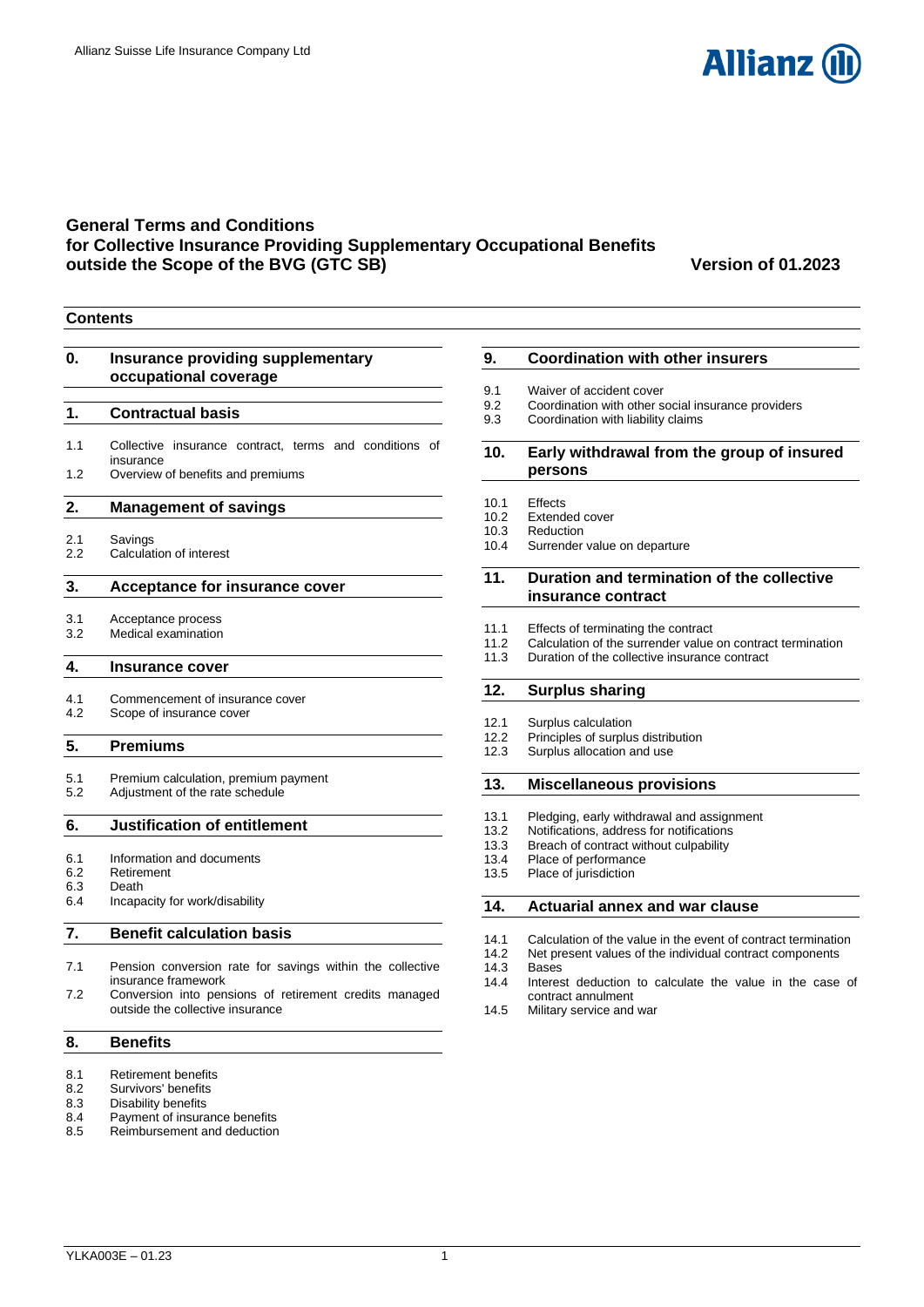Allianz Suisse Life Insurance Company Ltd

# General Terms and Conditions for Collective Insurance Providing Supplementary Occupational Benefits outside the Scope of the BVG (GTC SB)

**Version of 01.2023**

## Contents

**0. Insurance providing supplementary occupational coverage**

**1. Contractual basis**

1.1 Collective insurance contract, terms and conditions of insurance
1.2 Overview of benefits and premiums

**2. Management of savings**

2.1 Savings
2.2 Calculation of interest

**3. Acceptance for insurance cover**

3.1 Acceptance process
3.2 Medical examination

**4. Insurance cover**

4.1 Commencement of insurance cover
4.2 Scope of insurance cover

**5. Premiums**

5.1 Premium calculation, premium payment
5.2 Adjustment of the rate schedule

**6. Justification of entitlement**

6.1 Information and documents
6.2 Retirement
6.3 Death
6.4 Incapacity for work/disability

**7. Benefit calculation basis**

7.1 Pension conversion rate for savings within the collective insurance framework
7.2 Conversion into pensions of retirement credits managed outside the collective insurance

**8. Benefits**

8.1 Retirement benefits
8.2 Survivors' benefits
8.3 Disability benefits
8.4 Payment of insurance benefits
8.5 Reimbursement and deduction

**9. Coordination with other insurers**

9.1 Waiver of accident cover
9.2 Coordination with other social insurance providers
9.3 Coordination with liability claims

**10. Early withdrawal from the group of insured persons**

10.1 Effects
10.2 Extended cover
10.3 Reduction
10.4 Surrender value on departure

**11. Duration and termination of the collective insurance contract**

11.1 Effects of terminating the contract
11.2 Calculation of the surrender value on contract termination
11.3 Duration of the collective insurance contract

**12. Surplus sharing**

12.1 Surplus calculation
12.2 Principles of surplus distribution
12.3 Surplus allocation and use

**13. Miscellaneous provisions**

13.1 Pledging, early withdrawal and assignment
13.2 Notifications, address for notifications
13.3 Breach of contract without culpability
13.4 Place of performance
13.5 Place of jurisdiction

**14. Actuarial annex and war clause**

14.1 Calculation of the value in the event of contract termination
14.2 Net present values of the individual contract components
14.3 Bases
14.4 Interest deduction to calculate the value in the case of contract annulment
14.5 Military service and war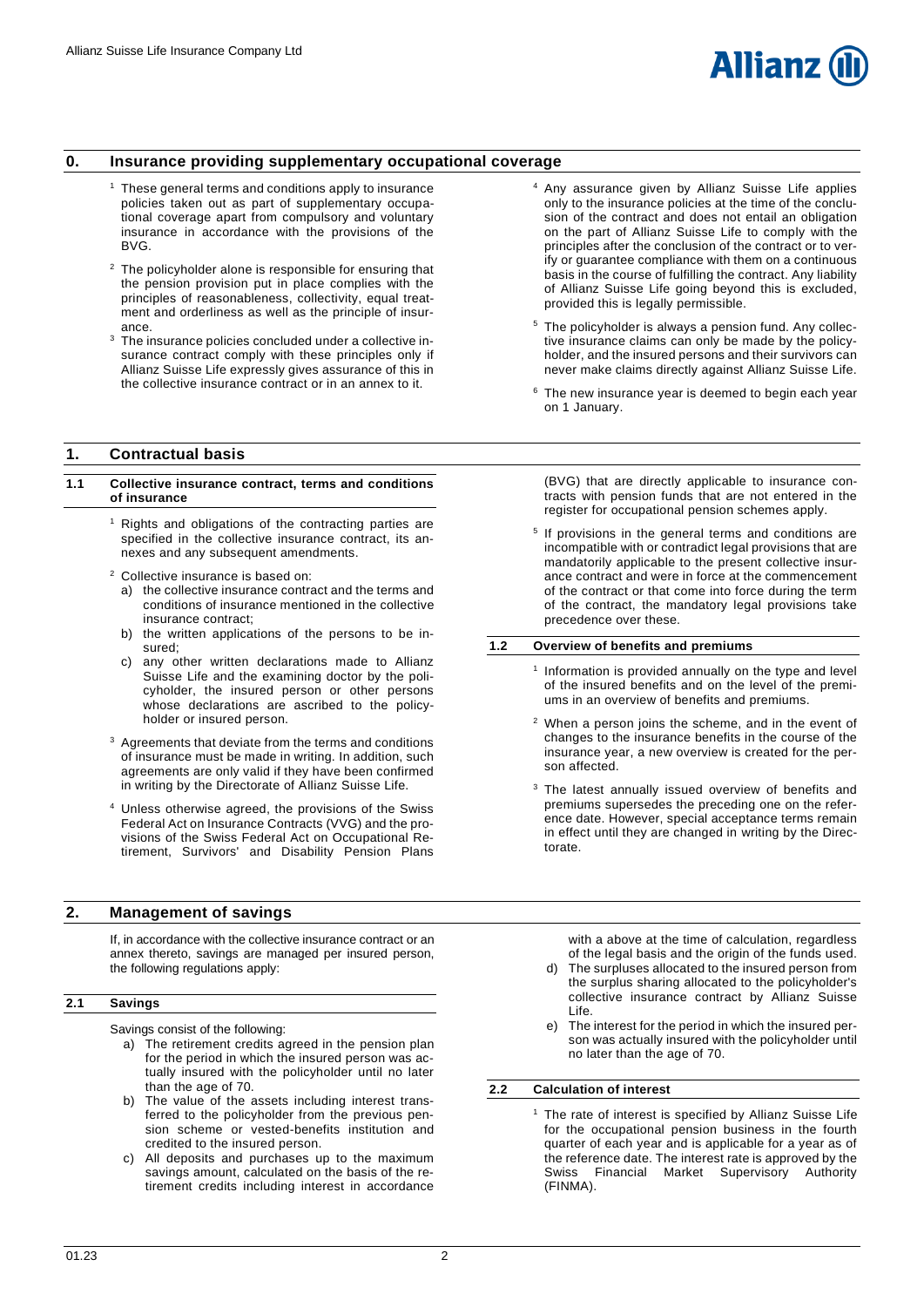## 0. Insurance providing supplementary occupational coverage

[1] These general terms and conditions apply to insurance policies taken out as part of supplementary occupational coverage apart from compulsory and voluntary insurance in accordance with the provisions of the BVG.

[2] The policyholder alone is responsible for ensuring that the pension provision put in place complies with the principles of reasonableness, collectivity, equal treatment and orderliness as well as the principle of insurance.

[3] The insurance policies concluded under a collective insurance contract comply with these principles only if Allianz Suisse Life expressly gives assurance of this in the collective insurance contract or in an annex to it.

[4] Any assurance given by Allianz Suisse Life applies only to the insurance policies at the time of the conclusion of the contract and does not entail an obligation on the part of Allianz Suisse Life to comply with the principles after the conclusion of the contract or to verify or guarantee compliance with them on a continuous basis in the course of fulfilling the contract. Any liability of Allianz Suisse Life going beyond this is excluded, provided this is legally permissible.

[5] The policyholder is always a pension fund. Any collective insurance claims can only be made by the policyholder, and the insured persons and their survivors can never make claims directly against Allianz Suisse Life.

[6] The new insurance year is deemed to begin each year on 1 January.

## 1. Contractual basis

### 1.1 Collective insurance contract, terms and conditions of insurance

[1] Rights and obligations of the contracting parties are specified in the collective insurance contract, its annexes and any subsequent amendments.

[2] Collective insurance is based on:

a) the collective insurance contract and the terms and conditions of insurance mentioned in the collective insurance contract;
b) the written applications of the persons to be insured;
c) any other written declarations made to Allianz Suisse Life and the examining doctor by the policyholder, the insured person or other persons whose declarations are ascribed to the policyholder or insured person.

[3] Agreements that deviate from the terms and conditions of insurance must be made in writing. In addition, such agreements are only valid if they have been confirmed in writing by the Directorate of Allianz Suisse Life.

[4] Unless otherwise agreed, the provisions of the Swiss Federal Act on Insurance Contracts (VVG) and the provisions of the Swiss Federal Act on Occupational Retirement, Survivors' and Disability Pension Plans (BVG) that are directly applicable to insurance contracts with pension funds that are not entered in the register for occupational pension schemes apply.

[5] If provisions in the general terms and conditions are incompatible with or contradict legal provisions that are mandatorily applicable to the present collective insurance contract and were in force at the commencement of the contract or that come into force during the term of the contract, the mandatory legal provisions take precedence over these.

### 1.2 Overview of benefits and premiums

[1] Information is provided annually on the type and level of the insured benefits and on the level of the premiums in an overview of benefits and premiums.

[2] When a person joins the scheme, and in the event of changes to the insurance benefits in the course of the insurance year, a new overview is created for the person affected.

[3] The latest annually issued overview of benefits and premiums supersedes the preceding one on the reference date. However, special acceptance terms remain in effect until they are changed in writing by the Directorate.

## 2. Management of savings

If, in accordance with the collective insurance contract or an annex thereto, savings are managed per insured person, the following regulations apply:

### 2.1 Savings

Savings consist of the following:

a) The retirement credits agreed in the pension plan for the period in which the insured person was actually insured with the policyholder until no later than the age of 70.
b) The value of the assets including interest transferred to the policyholder from the previous pension scheme or vested-benefits institution and credited to the insured person.
c) All deposits and purchases up to the maximum savings amount, calculated on the basis of the retirement credits including interest in accordance with a above at the time of calculation, regardless of the legal basis and the origin of the funds used.
d) The surpluses allocated to the insured person from the surplus sharing allocated to the policyholder's collective insurance contract by Allianz Suisse Life.
e) The interest for the period in which the insured person was actually insured with the policyholder until no later than the age of 70.

### 2.2 Calculation of interest

[1] The rate of interest is specified by Allianz Suisse Life for the occupational pension business in the fourth quarter of each year and is applicable for a year as of the reference date. The interest rate is approved by the Swiss Financial Market Supervisory Authority (FINMA).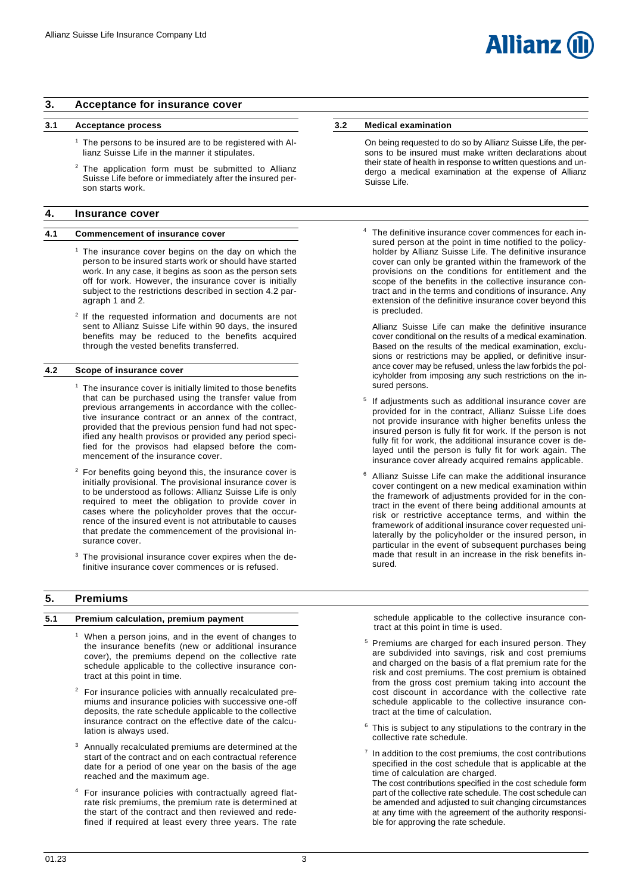## 3. Acceptance for insurance cover

### 3.1 Acceptance process

[1] The persons to be insured are to be registered with Allianz Suisse Life in the manner it stipulates.

[2] The application form must be submitted to Allianz Suisse Life before or immediately after the insured person starts work.

### 3.2 Medical examination

On being requested to do so by Allianz Suisse Life, the persons to be insured must make written declarations about their state of health in response to written questions and undergo a medical examination at the expense of Allianz Suisse Life.

## 4. Insurance cover

### 4.1 Commencement of insurance cover

[1] The insurance cover begins on the day on which the person to be insured starts work or should have started work. In any case, it begins as soon as the person sets off for work. However, the insurance cover is initially subject to the restrictions described in section 4.2 paragraph 1 and 2.

[2] If the requested information and documents are not sent to Allianz Suisse Life within 90 days, the insured benefits may be reduced to the benefits acquired through the vested benefits transferred.

### 4.2 Scope of insurance cover

[1] The insurance cover is initially limited to those benefits that can be purchased using the transfer value from previous arrangements in accordance with the collective insurance contract or an annex of the contract, provided that the previous pension fund had not specified any health provisos or provided any period specified for the provisos had elapsed before the commencement of the insurance cover.

[2] For benefits going beyond this, the insurance cover is initially provisional. The provisional insurance cover is to be understood as follows: Allianz Suisse Life is only required to meet the obligation to provide cover in cases where the policyholder proves that the occurrence of the insured event is not attributable to causes that predate the commencement of the provisional insurance cover.

[3] The provisional insurance cover expires when the definitive insurance cover commences or is refused.

[4] The definitive insurance cover commences for each insured person at the point in time notified to the policyholder by Allianz Suisse Life. The definitive insurance cover can only be granted within the framework of the provisions on the conditions for entitlement and the scope of the benefits in the collective insurance contract and in the terms and conditions of insurance. Any extension of the definitive insurance cover beyond this is precluded.

Allianz Suisse Life can make the definitive insurance cover conditional on the results of a medical examination. Based on the results of the medical examination, exclusions or restrictions may be applied, or definitive insurance cover may be refused, unless the law forbids the policyholder from imposing any such restrictions on the insured persons.

[5] If adjustments such as additional insurance cover are provided for in the contract, Allianz Suisse Life does not provide insurance with higher benefits unless the insured person is fully fit for work. If the person is not fully fit for work, the additional insurance cover is delayed until the person is fully fit for work again. The insurance cover already acquired remains applicable.

[6] Allianz Suisse Life can make the additional insurance cover contingent on a new medical examination within the framework of adjustments provided for in the contract in the event of there being additional amounts at risk or restrictive acceptance terms, and within the framework of additional insurance cover requested unilaterally by the policyholder or the insured person, in particular in the event of subsequent purchases being made that result in an increase in the risk benefits insured.

## 5. Premiums

### 5.1 Premium calculation, premium payment

[1] When a person joins, and in the event of changes to the insurance benefits (new or additional insurance cover), the premiums depend on the collective rate schedule applicable to the collective insurance contract at this point in time.

[2] For insurance policies with annually recalculated premiums and insurance policies with successive one-off deposits, the rate schedule applicable to the collective insurance contract on the effective date of the calculation is always used.

[3] Annually recalculated premiums are determined at the start of the contract and on each contractual reference date for a period of one year on the basis of the age reached and the maximum age.

[4] For insurance policies with contractually agreed flat-rate risk premiums, the premium rate is determined at the start of the contract and then reviewed and redefined if required at least every three years. The rate schedule applicable to the collective insurance contract at this point in time is used.

[5] Premiums are charged for each insured person. They are subdivided into savings, risk and cost premiums and charged on the basis of a flat premium rate for the risk and cost premiums. The cost premium is obtained from the gross cost premium taking into account the cost discount in accordance with the collective rate schedule applicable to the collective insurance contract at the time of calculation.

[6] This is subject to any stipulations to the contrary in the collective rate schedule.

[7] In addition to the cost premiums, the cost contributions specified in the cost schedule that is applicable at the time of calculation are charged.
The cost contributions specified in the cost schedule form part of the collective rate schedule. The cost schedule can be amended and adjusted to suit changing circumstances at any time with the agreement of the authority responsible for approving the rate schedule.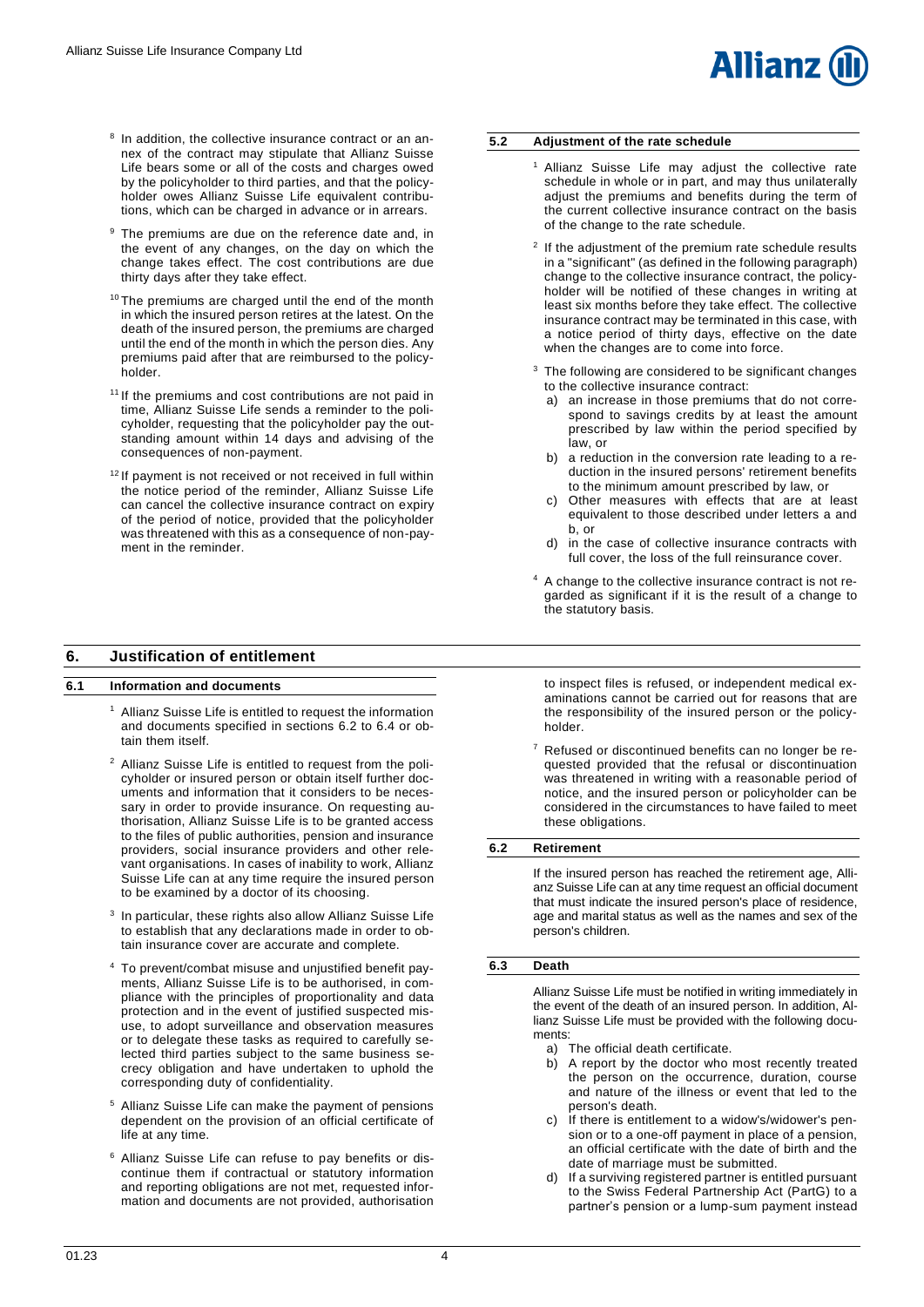[8] In addition, the collective insurance contract or an annex of the contract may stipulate that Allianz Suisse Life bears some or all of the costs and charges owed by the policyholder to third parties, and that the policyholder owes Allianz Suisse Life equivalent contributions, which can be charged in advance or in arrears.

[9] The premiums are due on the reference date and, in the event of any changes, on the day on which the change takes effect. The cost contributions are due thirty days after they take effect.

[10] The premiums are charged until the end of the month in which the insured person retires at the latest. On the death of the insured person, the premiums are charged until the end of the month in which the person dies. Any premiums paid after that are reimbursed to the policyholder.

[11] If the premiums and cost contributions are not paid in time, Allianz Suisse Life sends a reminder to the policyholder, requesting that the policyholder pay the outstanding amount within 14 days and advising of the consequences of non-payment.

[12] If payment is not received or not received in full within the notice period of the reminder, Allianz Suisse Life can cancel the collective insurance contract on expiry of the period of notice, provided that the policyholder was threatened with this as a consequence of non-payment in the reminder.

### 5.2 Adjustment of the rate schedule

[1] Allianz Suisse Life may adjust the collective rate schedule in whole or in part, and may thus unilaterally adjust the premiums and benefits during the term of the current collective insurance contract on the basis of the change to the rate schedule.

[2] If the adjustment of the premium rate schedule results in a "significant" (as defined in the following paragraph) change to the collective insurance contract, the policyholder will be notified of these changes in writing at least six months before they take effect. The collective insurance contract may be terminated in this case, with a notice period of thirty days, effective on the date when the changes are to come into force.

[3] The following are considered to be significant changes to the collective insurance contract:

a) an increase in those premiums that do not correspond to savings credits by at least the amount prescribed by law within the period specified by law, or
b) a reduction in the conversion rate leading to a reduction in the insured persons' retirement benefits to the minimum amount prescribed by law, or
c) Other measures with effects that are at least equivalent to those described under letters a and b, or
d) in the case of collective insurance contracts with full cover, the loss of the full reinsurance cover.

[4] A change to the collective insurance contract is not regarded as significant if it is the result of a change to the statutory basis.

## 6. Justification of entitlement

### 6.1 Information and documents

[1] Allianz Suisse Life is entitled to request the information and documents specified in sections 6.2 to 6.4 or obtain them itself.

[2] Allianz Suisse Life is entitled to request from the policyholder or insured person or obtain itself further documents and information that it considers to be necessary in order to provide insurance. On requesting authorisation, Allianz Suisse Life is to be granted access to the files of public authorities, pension and insurance providers, social insurance providers and other relevant organisations. In cases of inability to work, Allianz Suisse Life can at any time require the insured person to be examined by a doctor of its choosing.

[3] In particular, these rights also allow Allianz Suisse Life to establish that any declarations made in order to obtain insurance cover are accurate and complete.

[4] To prevent/combat misuse and unjustified benefit payments, Allianz Suisse Life is to be authorised, in compliance with the principles of proportionality and data protection and in the event of justified suspected misuse, to adopt surveillance and observation measures or to delegate these tasks as required to carefully selected third parties subject to the same business secrecy obligation and have undertaken to uphold the corresponding duty of confidentiality.

[5] Allianz Suisse Life can make the payment of pensions dependent on the provision of an official certificate of life at any time.

[6] Allianz Suisse Life can refuse to pay benefits or discontinue them if contractual or statutory information and reporting obligations are not met, requested information and documents are not provided, authorisation to inspect files is refused, or independent medical examinations cannot be carried out for reasons that are the responsibility of the insured person or the policyholder.

[7] Refused or discontinued benefits can no longer be requested provided that the refusal or discontinuation was threatened in writing with a reasonable period of notice, and the insured person or policyholder can be considered in the circumstances to have failed to meet these obligations.

### 6.2 Retirement

If the insured person has reached the retirement age, Allianz Suisse Life can at any time request an official document that must indicate the insured person's place of residence, age and marital status as well as the names and sex of the person's children.

### 6.3 Death

Allianz Suisse Life must be notified in writing immediately in the event of the death of an insured person. In addition, Allianz Suisse Life must be provided with the following documents:

a) The official death certificate.
b) A report by the doctor who most recently treated the person on the occurrence, duration, course and nature of the illness or event that led to the person's death.
c) If there is entitlement to a widow's/widower's pension or to a one-off payment in place of a pension, an official certificate with the date of birth and the date of marriage must be submitted.
d) If a surviving registered partner is entitled pursuant to the Swiss Federal Partnership Act (PartG) to a partner's pension or a lump-sum payment instead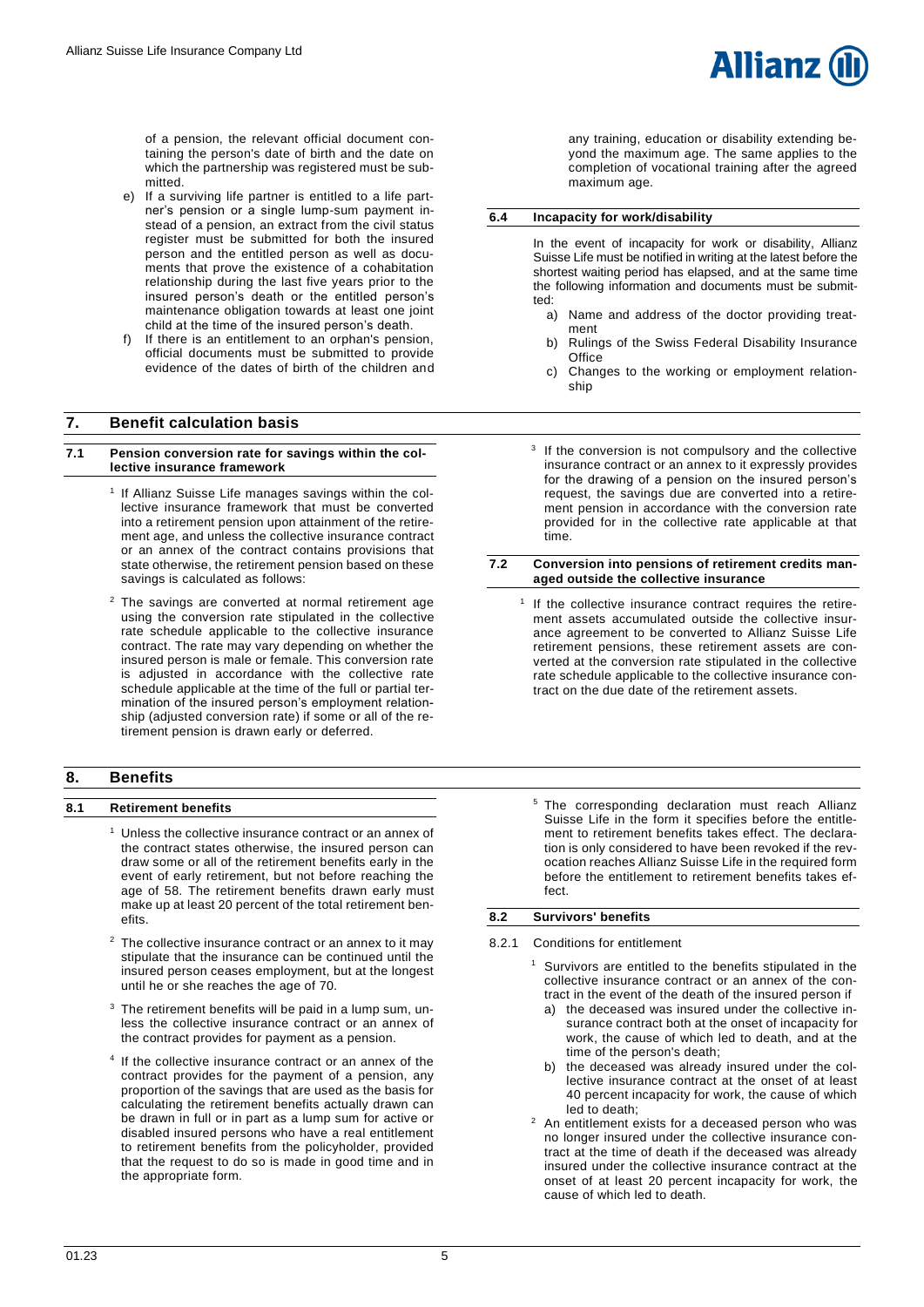of a pension, the relevant official document containing the person's date of birth and the date on which the partnership was registered must be submitted.

e) If a surviving life partner is entitled to a life partner's pension or a single lump-sum payment instead of a pension, an extract from the civil status register must be submitted for both the insured person and the entitled person as well as documents that prove the existence of a cohabitation relationship during the last five years prior to the insured person's death or the entitled person's maintenance obligation towards at least one joint child at the time of the insured person's death.

f) If there is an entitlement to an orphan's pension, official documents must be submitted to provide evidence of the dates of birth of the children and any training, education or disability extending beyond the maximum age. The same applies to the completion of vocational training after the agreed maximum age.

### 6.4 Incapacity for work/disability

In the event of incapacity for work or disability, Allianz Suisse Life must be notified in writing at the latest before the shortest waiting period has elapsed, and at the same time the following information and documents must be submitted:

a) Name and address of the doctor providing treatment
b) Rulings of the Swiss Federal Disability Insurance Office
c) Changes to the working or employment relationship

## 7. Benefit calculation basis

### 7.1 Pension conversion rate for savings within the collective insurance framework

[1] If Allianz Suisse Life manages savings within the collective insurance framework that must be converted into a retirement pension upon attainment of the retirement age, and unless the collective insurance contract or an annex of the contract contains provisions that state otherwise, the retirement pension based on these savings is calculated as follows:

[2] The savings are converted at normal retirement age using the conversion rate stipulated in the collective rate schedule applicable to the collective insurance contract. The rate may vary depending on whether the insured person is male or female. This conversion rate is adjusted in accordance with the collective rate schedule applicable at the time of the full or partial termination of the insured person's employment relationship (adjusted conversion rate) if some or all of the retirement pension is drawn early or deferred.

[3] If the conversion is not compulsory and the collective insurance contract or an annex to it expressly provides for the drawing of a pension on the insured person's request, the savings due are converted into a retirement pension in accordance with the conversion rate provided for in the collective rate applicable at that time.

### 7.2 Conversion into pensions of retirement credits managed outside the collective insurance

[1] If the collective insurance contract requires the retirement assets accumulated outside the collective insurance agreement to be converted to Allianz Suisse Life retirement pensions, these retirement assets are converted at the conversion rate stipulated in the collective rate schedule applicable to the collective insurance contract on the due date of the retirement assets.

## 8. Benefits

### 8.1 Retirement benefits

[1] Unless the collective insurance contract or an annex of the contract states otherwise, the insured person can draw some or all of the retirement benefits early in the event of early retirement, but not before reaching the age of 58. The retirement benefits drawn early must make up at least 20 percent of the total retirement benefits.

[2] The collective insurance contract or an annex to it may stipulate that the insurance can be continued until the insured person ceases employment, but at the longest until he or she reaches the age of 70.

[3] The retirement benefits will be paid in a lump sum, unless the collective insurance contract or an annex of the contract provides for payment as a pension.

[4] If the collective insurance contract or an annex of the contract provides for the payment of a pension, any proportion of the savings that are used as the basis for calculating the retirement benefits actually drawn can be drawn in full or in part as a lump sum for active or disabled insured persons who have a real entitlement to retirement benefits from the policyholder, provided that the request to do so is made in good time and in the appropriate form.

[5] The corresponding declaration must reach Allianz Suisse Life in the form it specifies before the entitlement to retirement benefits takes effect. The declaration is only considered to have been revoked if the revocation reaches Allianz Suisse Life in the required form before the entitlement to retirement benefits takes effect.

### 8.2 Survivors' benefits

#### 8.2.1 Conditions for entitlement

[1] Survivors are entitled to the benefits stipulated in the collective insurance contract or an annex of the contract in the event of the death of the insured person if

a) the deceased was insured under the collective insurance contract both at the onset of incapacity for work, the cause of which led to death, and at the time of the person's death;
b) the deceased was already insured under the collective insurance contract at the onset of at least 40 percent incapacity for work, the cause of which led to death;

[2] An entitlement exists for a deceased person who was no longer insured under the collective insurance contract at the time of death if the deceased was already insured under the collective insurance contract at the onset of at least 20 percent incapacity for work, the cause of which led to death.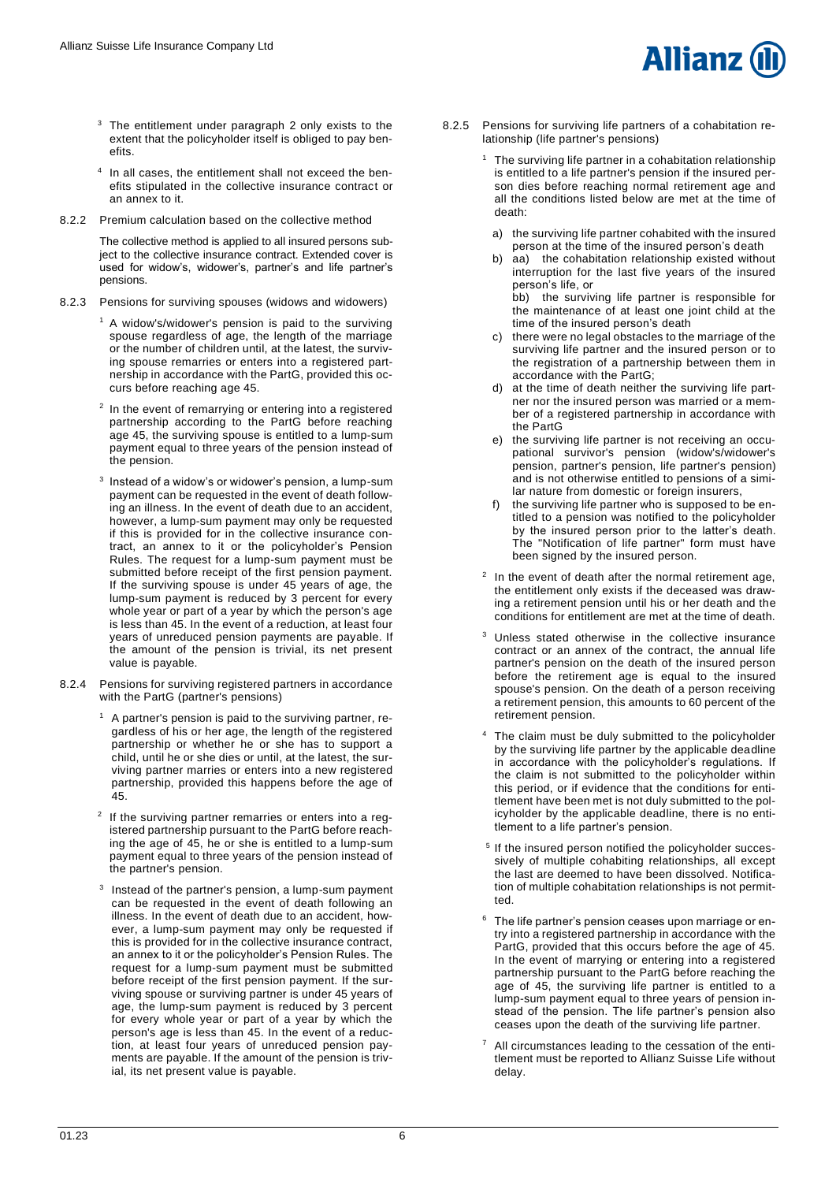[3] The entitlement under paragraph 2 only exists to the extent that the policyholder itself is obliged to pay benefits.

[4] In all cases, the entitlement shall not exceed the benefits stipulated in the collective insurance contract or an annex to it.

8.2.2 Premium calculation based on the collective method

The collective method is applied to all insured persons subject to the collective insurance contract. Extended cover is used for widow's, widower's, partner's and life partner's pensions.

8.2.3 Pensions for surviving spouses (widows and widowers)

[1] A widow's/widower's pension is paid to the surviving spouse regardless of age, the length of the marriage or the number of children until, at the latest, the surviving spouse remarries or enters into a registered partnership in accordance with the PartG, provided this occurs before reaching age 45.

[2] In the event of remarrying or entering into a registered partnership according to the PartG before reaching age 45, the surviving spouse is entitled to a lump-sum payment equal to three years of the pension instead of the pension.

[3] Instead of a widow's or widower's pension, a lump-sum payment can be requested in the event of death following an illness. In the event of death due to an accident, however, a lump-sum payment may only be requested if this is provided for in the collective insurance contract, an annex to it or the policyholder's Pension Rules. The request for a lump-sum payment must be submitted before receipt of the first pension payment. If the surviving spouse is under 45 years of age, the lump-sum payment is reduced by 3 percent for every whole year or part of a year by which the person's age is less than 45. In the event of a reduction, at least four years of unreduced pension payments are payable. If the amount of the pension is trivial, its net present value is payable.

8.2.4 Pensions for surviving registered partners in accordance with the PartG (partner's pensions)

[1] A partner's pension is paid to the surviving partner, regardless of his or her age, the length of the registered partnership or whether he or she has to support a child, until he or she dies or until, at the latest, the surviving partner marries or enters into a new registered partnership, provided this happens before the age of 45.

[2] If the surviving partner remarries or enters into a registered partnership pursuant to the PartG before reaching the age of 45, he or she is entitled to a lump-sum payment equal to three years of the pension instead of the partner's pension.

[3] Instead of the partner's pension, a lump-sum payment can be requested in the event of death following an illness. In the event of death due to an accident, however, a lump-sum payment may only be requested if this is provided for in the collective insurance contract, an annex to it or the policyholder's Pension Rules. The request for a lump-sum payment must be submitted before receipt of the first pension payment. If the surviving spouse or surviving partner is under 45 years of age, the lump-sum payment is reduced by 3 percent for every whole year or part of a year by which the person's age is less than 45. In the event of a reduction, at least four years of unreduced pension payments are payable. If the amount of the pension is trivial, its net present value is payable.

8.2.5 Pensions for surviving life partners of a cohabitation relationship (life partner's pensions)

[1] The surviving life partner in a cohabitation relationship is entitled to a life partner's pension if the insured person dies before reaching normal retirement age and all the conditions listed below are met at the time of death:

a) the surviving life partner cohabited with the insured person at the time of the insured person's death

b) aa) the cohabitation relationship existed without interruption for the last five years of the insured person's life, or

bb) the surviving life partner is responsible for the maintenance of at least one joint child at the time of the insured person's death

c) there were no legal obstacles to the marriage of the surviving life partner and the insured person or to the registration of a partnership between them in accordance with the PartG;

d) at the time of death neither the surviving life partner nor the insured person was married or a member of a registered partnership in accordance with the PartG

e) the surviving life partner is not receiving an occupational survivor's pension (widow's/widower's pension, partner's pension, life partner's pension) and is not otherwise entitled to pensions of a similar nature from domestic or foreign insurers,

f) the surviving life partner who is supposed to be entitled to a pension was notified to the policyholder by the insured person prior to the latter's death. The "Notification of life partner" form must have been signed by the insured person.

[2] In the event of death after the normal retirement age, the entitlement only exists if the deceased was drawing a retirement pension until his or her death and the conditions for entitlement are met at the time of death.

[3] Unless stated otherwise in the collective insurance contract or an annex of the contract, the annual life partner's pension on the death of the insured person before the retirement age is equal to the insured spouse's pension. On the death of a person receiving a retirement pension, this amounts to 60 percent of the retirement pension.

[4] The claim must be duly submitted to the policyholder by the surviving life partner by the applicable deadline in accordance with the policyholder's regulations. If the claim is not submitted to the policyholder within this period, or if evidence that the conditions for entitlement have been met is not duly submitted to the policyholder by the applicable deadline, there is no entitlement to a life partner's pension.

[5] If the insured person notified the policyholder successively of multiple cohabiting relationships, all except the last are deemed to have been dissolved. Notification of multiple cohabitation relationships is not permitted.

[6] The life partner's pension ceases upon marriage or entry into a registered partnership in accordance with the PartG, provided that this occurs before the age of 45. In the event of marrying or entering into a registered partnership pursuant to the PartG before reaching the age of 45, the surviving life partner is entitled to a lump-sum payment equal to three years of pension instead of the pension. The life partner's pension also ceases upon the death of the surviving life partner.

[7] All circumstances leading to the cessation of the entitlement must be reported to Allianz Suisse Life without delay.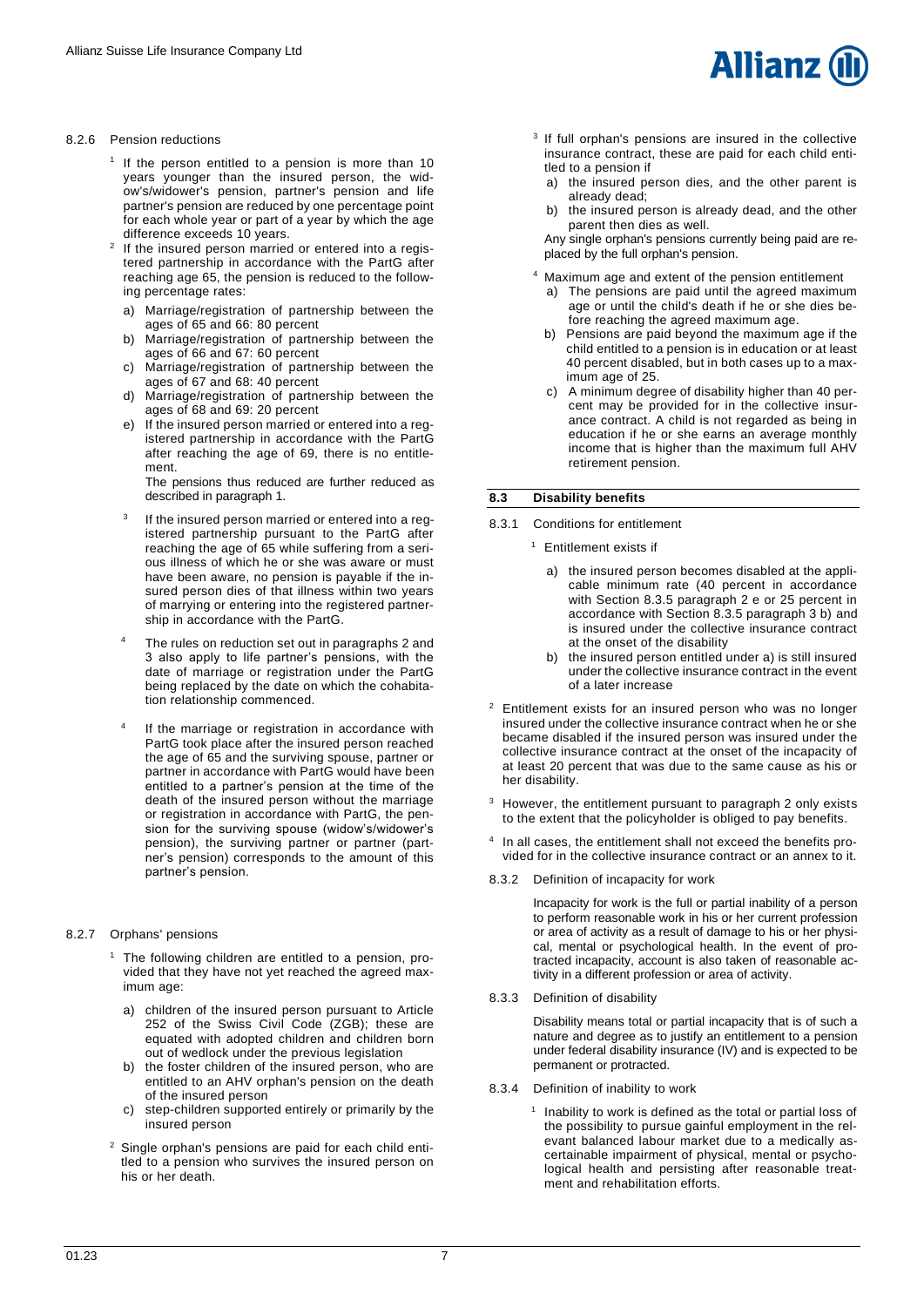8.2.6 Pension reductions

[1] If the person entitled to a pension is more than 10 years younger than the insured person, the widow's/widower's pension, partner's pension and life partner's pension are reduced by one percentage point for each whole year or part of a year by which the age difference exceeds 10 years.

[2] If the insured person married or entered into a registered partnership in accordance with the PartG after reaching age 65, the pension is reduced to the following percentage rates:

a) Marriage/registration of partnership between the ages of 65 and 66: 80 percent
b) Marriage/registration of partnership between the ages of 66 and 67: 60 percent
c) Marriage/registration of partnership between the ages of 67 and 68: 40 percent
d) Marriage/registration of partnership between the ages of 68 and 69: 20 percent
e) If the insured person married or entered into a registered partnership in accordance with the PartG after reaching the age of 69, there is no entitlement.

The pensions thus reduced are further reduced as described in paragraph 1.

[3] If the insured person married or entered into a registered partnership pursuant to the PartG after reaching the age of 65 while suffering from a serious illness of which he or she was aware or must have been aware, no pension is payable if the insured person dies of that illness within two years of marrying or entering into the registered partnership in accordance with the PartG.

[4] The rules on reduction set out in paragraphs 2 and 3 also apply to life partner's pensions, with the date of marriage or registration under the PartG being replaced by the date on which the cohabitation relationship commenced.

[4] If the marriage or registration in accordance with PartG took place after the insured person reached the age of 65 and the surviving spouse, partner or partner in accordance with PartG would have been entitled to a partner's pension at the time of the death of the insured person without the marriage or registration in accordance with PartG, the pension for the surviving spouse (widow's/widower's pension), the surviving partner or partner (partner's pension) corresponds to the amount of this partner's pension.

8.2.7 Orphans' pensions

[1] The following children are entitled to a pension, provided that they have not yet reached the agreed maximum age:

a) children of the insured person pursuant to Article 252 of the Swiss Civil Code (ZGB); these are equated with adopted children and children born out of wedlock under the previous legislation
b) the foster children of the insured person, who are entitled to an AHV orphan's pension on the death of the insured person
c) step-children supported entirely or primarily by the insured person

[2] Single orphan's pensions are paid for each child entitled to a pension who survives the insured person on his or her death.

[3] If full orphan's pensions are insured in the collective insurance contract, these are paid for each child entitled to a pension if

a) the insured person dies, and the other parent is already dead;
b) the insured person is already dead, and the other parent then dies as well.

Any single orphan's pensions currently being paid are replaced by the full orphan's pension.

[4] Maximum age and extent of the pension entitlement

a) The pensions are paid until the agreed maximum age or until the child's death if he or she dies before reaching the agreed maximum age.
b) Pensions are paid beyond the maximum age if the child entitled to a pension is in education or at least 40 percent disabled, but in both cases up to a maximum age of 25.
c) A minimum degree of disability higher than 40 percent may be provided for in the collective insurance contract. A child is not regarded as being in education if he or she earns an average monthly income that is higher than the maximum full AHV retirement pension.

## 8.3 Disability benefits

8.3.1 Conditions for entitlement

[1] Entitlement exists if

a) the insured person becomes disabled at the applicable minimum rate (40 percent in accordance with Section 8.3.5 paragraph 2 e or 25 percent in accordance with Section 8.3.5 paragraph 3 b) and is insured under the collective insurance contract at the onset of the disability
b) the insured person entitled under a) is still insured under the collective insurance contract in the event of a later increase

[2] Entitlement exists for an insured person who was no longer insured under the collective insurance contract when he or she became disabled if the insured person was insured under the collective insurance contract at the onset of the incapacity of at least 20 percent that was due to the same cause as his or her disability.

[3] However, the entitlement pursuant to paragraph 2 only exists to the extent that the policyholder is obliged to pay benefits.

[4] In all cases, the entitlement shall not exceed the benefits provided for in the collective insurance contract or an annex to it.

8.3.2 Definition of incapacity for work

Incapacity for work is the full or partial inability of a person to perform reasonable work in his or her current profession or area of activity as a result of damage to his or her physical, mental or psychological health. In the event of protracted incapacity, account is also taken of reasonable activity in a different profession or area of activity.

8.3.3 Definition of disability

Disability means total or partial incapacity that is of such a nature and degree as to justify an entitlement to a pension under federal disability insurance (IV) and is expected to be permanent or protracted.

8.3.4 Definition of inability to work

[1] Inability to work is defined as the total or partial loss of the possibility to pursue gainful employment in the relevant balanced labour market due to a medically ascertainable impairment of physical, mental or psychological health and persisting after reasonable treatment and rehabilitation efforts.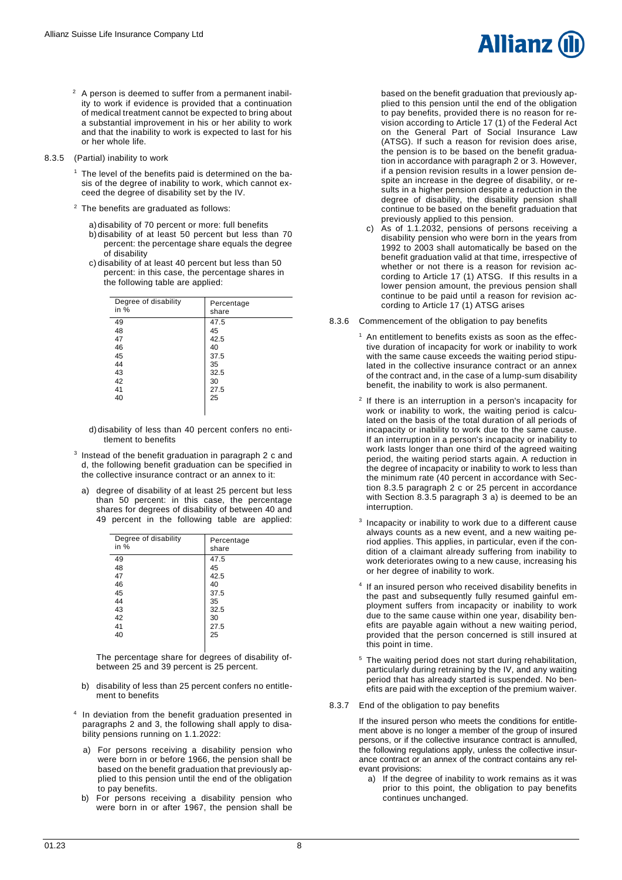[2] A person is deemed to suffer from a permanent inability to work if evidence is provided that a continuation of medical treatment cannot be expected to bring about a substantial improvement in his or her ability to work and that the inability to work is expected to last for his or her whole life.

8.3.5 (Partial) inability to work

[1] The level of the benefits paid is determined on the basis of the degree of inability to work, which cannot exceed the degree of disability set by the IV.

[2] The benefits are graduated as follows:

a) disability of 70 percent or more: full benefits
b) disability of at least 50 percent but less than 70 percent: the percentage share equals the degree of disability
c) disability of at least 40 percent but less than 50 percent: in this case, the percentage shares in the following table are applied:

| Degree of disability in % | Percentage share |
|---|---|
| 49 | 47.5 |
| 48 | 45 |
| 47 | 42.5 |
| 46 | 40 |
| 45 | 37.5 |
| 44 | 35 |
| 43 | 32.5 |
| 42 | 30 |
| 41 | 27.5 |
| 40 | 25 |

d) disability of less than 40 percent confers no entitlement to benefits

[3] Instead of the benefit graduation in paragraph 2 c and d, the following benefit graduation can be specified in the collective insurance contract or an annex to it:

a) degree of disability of at least 25 percent but less than 50 percent: in this case, the percentage shares for degrees of disability of between 40 and 49 percent in the following table are applied:

| Degree of disability in % | Percentage share |
|---|---|
| 49 | 47.5 |
| 48 | 45 |
| 47 | 42.5 |
| 46 | 40 |
| 45 | 37.5 |
| 44 | 35 |
| 43 | 32.5 |
| 42 | 30 |
| 41 | 27.5 |
| 40 | 25 |

The percentage share for degrees of disability of between 25 and 39 percent is 25 percent.

b) disability of less than 25 percent confers no entitlement to benefits

[4] In deviation from the benefit graduation presented in paragraphs 2 and 3, the following shall apply to disability pensions running on 1.1.2022:

a) For persons receiving a disability pension who were born in or before 1966, the pension shall be based on the benefit graduation that previously applied to this pension until the end of the obligation to pay benefits.
b) For persons receiving a disability pension who were born in or after 1967, the pension shall be based on the benefit graduation that previously applied to this pension until the end of the obligation to pay benefits, provided there is no reason for revision according to Article 17 (1) of the Federal Act on the General Part of Social Insurance Law (ATSG). If such a reason for revision does arise, the pension is to be based on the benefit graduation in accordance with paragraph 2 or 3. However, if a pension revision results in a lower pension despite an increase in the degree of disability, or results in a higher pension despite a reduction in the degree of disability, the disability pension shall continue to be based on the benefit graduation that previously applied to this pension.
c) As of 1.1.2032, pensions of persons receiving a disability pension who were born in the years from 1992 to 2003 shall automatically be based on the benefit graduation valid at that time, irrespective of whether or not there is a reason for revision according to Article 17 (1) ATSG. If this results in a lower pension amount, the previous pension shall continue to be paid until a reason for revision according to Article 17 (1) ATSG arises

8.3.6 Commencement of the obligation to pay benefits

[1] An entitlement to benefits exists as soon as the effective duration of incapacity for work or inability to work with the same cause exceeds the waiting period stipulated in the collective insurance contract or an annex of the contract and, in the case of a lump-sum disability benefit, the inability to work is also permanent.

[2] If there is an interruption in a person's incapacity for work or inability to work, the waiting period is calculated on the basis of the total duration of all periods of incapacity or inability to work due to the same cause. If an interruption in a person's incapacity or inability to work lasts longer than one third of the agreed waiting period, the waiting period starts again. A reduction in the degree of incapacity or inability to work to less than the minimum rate (40 percent in accordance with Section 8.3.5 paragraph 2 c or 25 percent in accordance with Section 8.3.5 paragraph 3 a) is deemed to be an interruption.

[3] Incapacity or inability to work due to a different cause always counts as a new event, and a new waiting period applies. This applies, in particular, even if the condition of a claimant already suffering from inability to work deteriorates owing to a new cause, increasing his or her degree of inability to work.

[4] If an insured person who received disability benefits in the past and subsequently fully resumed gainful employment suffers from incapacity or inability to work due to the same cause within one year, disability benefits are payable again without a new waiting period, provided that the person concerned is still insured at this point in time.

[5] The waiting period does not start during rehabilitation, particularly during retraining by the IV, and any waiting period that has already started is suspended. No benefits are paid with the exception of the premium waiver.

8.3.7 End of the obligation to pay benefits

If the insured person who meets the conditions for entitlement above is no longer a member of the group of insured persons, or if the collective insurance contract is annulled, the following regulations apply, unless the collective insurance contract or an annex of the contract contains any relevant provisions:

a) If the degree of inability to work remains as it was prior to this point, the obligation to pay benefits continues unchanged.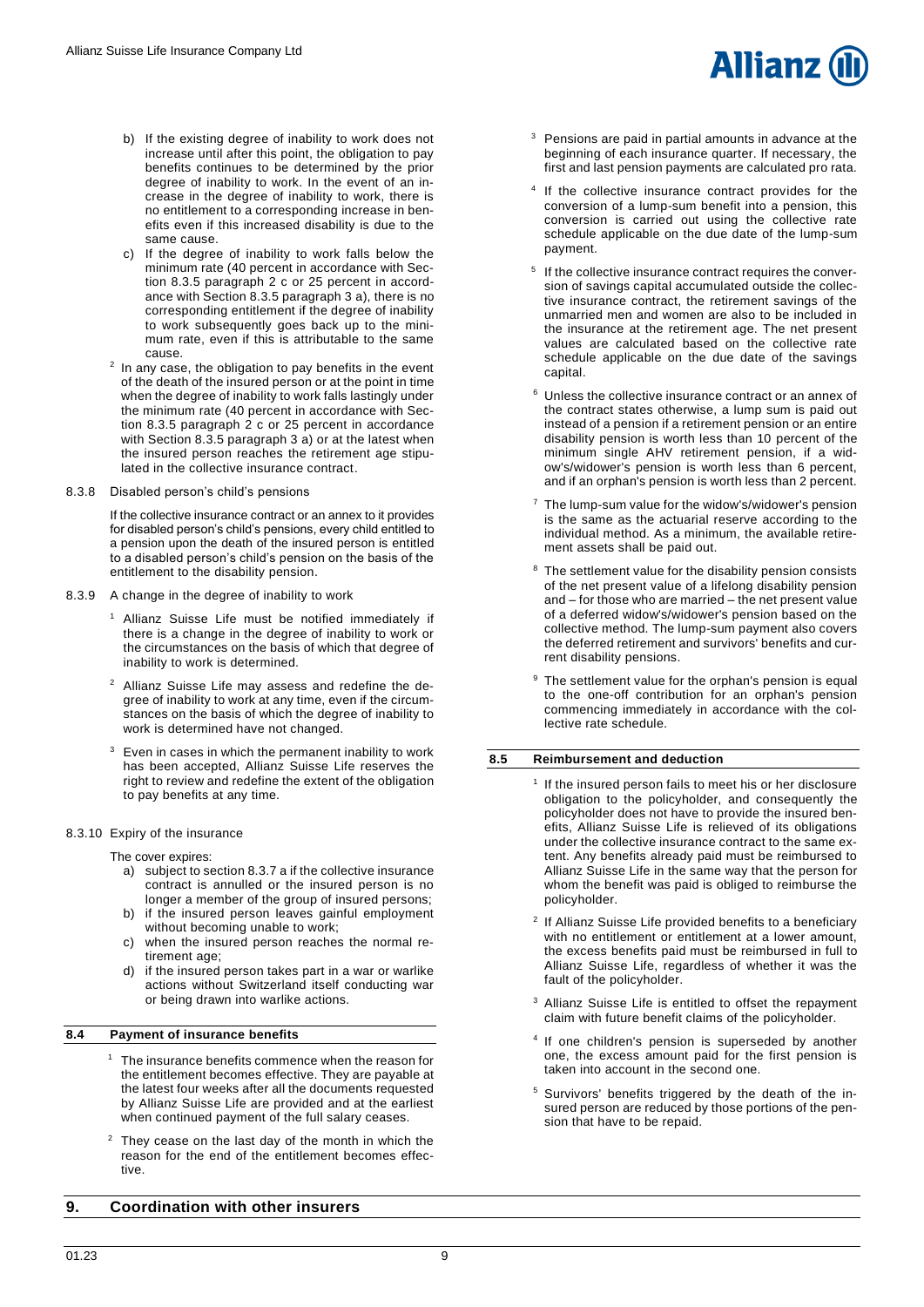b) If the existing degree of inability to work does not increase until after this point, the obligation to pay benefits continues to be determined by the prior degree of inability to work. In the event of an increase in the degree of inability to work, there is no entitlement to a corresponding increase in benefits even if this increased disability is due to the same cause.

c) If the degree of inability to work falls below the minimum rate (40 percent in accordance with Section 8.3.5 paragraph 2 c or 25 percent in accordance with Section 8.3.5 paragraph 3 a), there is no corresponding entitlement if the degree of inability to work subsequently goes back up to the minimum rate, even if this is attributable to the same cause.

[2] In any case, the obligation to pay benefits in the event of the death of the insured person or at the point in time when the degree of inability to work falls lastingly under the minimum rate (40 percent in accordance with Section 8.3.5 paragraph 2 c or 25 percent in accordance with Section 8.3.5 paragraph 3 a) or at the latest when the insured person reaches the retirement age stipulated in the collective insurance contract.

8.3.8 Disabled person's child's pensions

If the collective insurance contract or an annex to it provides for disabled person's child's pensions, every child entitled to a pension upon the death of the insured person is entitled to a disabled person's child's pension on the basis of the entitlement to the disability pension.

8.3.9 A change in the degree of inability to work

[1] Allianz Suisse Life must be notified immediately if there is a change in the degree of inability to work or the circumstances on the basis of which that degree of inability to work is determined.

[2] Allianz Suisse Life may assess and redefine the degree of inability to work at any time, even if the circumstances on the basis of which the degree of inability to work is determined have not changed.

[3] Even in cases in which the permanent inability to work has been accepted, Allianz Suisse Life reserves the right to review and redefine the extent of the obligation to pay benefits at any time.

8.3.10 Expiry of the insurance

The cover expires:

a) subject to section 8.3.7 a if the collective insurance contract is annulled or the insured person is no longer a member of the group of insured persons;
b) if the insured person leaves gainful employment without becoming unable to work;
c) when the insured person reaches the normal retirement age;
d) if the insured person takes part in a war or warlike actions without Switzerland itself conducting war or being drawn into warlike actions.

### 8.4 Payment of insurance benefits

[1] The insurance benefits commence when the reason for the entitlement becomes effective. They are payable at the latest four weeks after all the documents requested by Allianz Suisse Life are provided and at the earliest when continued payment of the full salary ceases.

[2] They cease on the last day of the month in which the reason for the end of the entitlement becomes effective.

[3] Pensions are paid in partial amounts in advance at the beginning of each insurance quarter. If necessary, the first and last pension payments are calculated pro rata.

[4] If the collective insurance contract provides for the conversion of a lump-sum benefit into a pension, this conversion is carried out using the collective rate schedule applicable on the due date of the lump-sum payment.

[5] If the collective insurance contract requires the conversion of savings capital accumulated outside the collective insurance contract, the retirement savings of the unmarried men and women are also to be included in the insurance at the retirement age. The net present values are calculated based on the collective rate schedule applicable on the due date of the savings capital.

[6] Unless the collective insurance contract or an annex of the contract states otherwise, a lump sum is paid out instead of a pension if a retirement pension or an entire disability pension is worth less than 10 percent of the minimum single AHV retirement pension, if a widow's/widower's pension is worth less than 6 percent, and if an orphan's pension is worth less than 2 percent.

[7] The lump-sum value for the widow's/widower's pension is the same as the actuarial reserve according to the individual method. As a minimum, the available retirement assets shall be paid out.

[8] The settlement value for the disability pension consists of the net present value of a lifelong disability pension and – for those who are married – the net present value of a deferred widow's/widower's pension based on the collective method. The lump-sum payment also covers the deferred retirement and survivors' benefits and current disability pensions.

[9] The settlement value for the orphan's pension is equal to the one-off contribution for an orphan's pension commencing immediately in accordance with the collective rate schedule.

### 8.5 Reimbursement and deduction

[1] If the insured person fails to meet his or her disclosure obligation to the policyholder, and consequently the policyholder does not have to provide the insured benefits, Allianz Suisse Life is relieved of its obligations under the collective insurance contract to the same extent. Any benefits already paid must be reimbursed to Allianz Suisse Life in the same way that the person for whom the benefit was paid is obliged to reimburse the policyholder.

[2] If Allianz Suisse Life provided benefits to a beneficiary with no entitlement or entitlement at a lower amount, the excess benefits paid must be reimbursed in full to Allianz Suisse Life, regardless of whether it was the fault of the policyholder.

[3] Allianz Suisse Life is entitled to offset the repayment claim with future benefit claims of the policyholder.

[4] If one children's pension is superseded by another one, the excess amount paid for the first pension is taken into account in the second one.

[5] Survivors' benefits triggered by the death of the insured person are reduced by those portions of the pension that have to be repaid.

## 9. Coordination with other insurers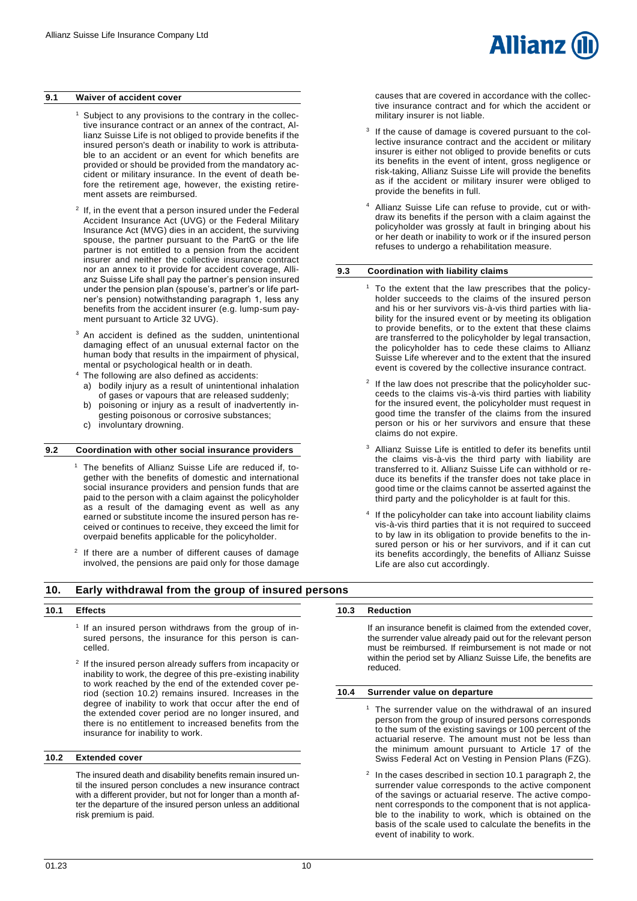### 9.1 Waiver of accident cover

[1] Subject to any provisions to the contrary in the collective insurance contract or an annex of the contract, Allianz Suisse Life is not obliged to provide benefits if the insured person's death or inability to work is attributable to an accident or an event for which benefits are provided or should be provided from the mandatory accident or military insurance. In the event of death before the retirement age, however, the existing retirement assets are reimbursed.

[2] If, in the event that a person insured under the Federal Accident Insurance Act (UVG) or the Federal Military Insurance Act (MVG) dies in an accident, the surviving spouse, the partner pursuant to the PartG or the life partner is not entitled to a pension from the accident insurer and neither the collective insurance contract nor an annex to it provide for accident coverage, Allianz Suisse Life shall pay the partner's pension insured under the pension plan (spouse's, partner's or life partner's pension) notwithstanding paragraph 1, less any benefits from the accident insurer (e.g. lump-sum payment pursuant to Article 32 UVG).

[3] An accident is defined as the sudden, unintentional damaging effect of an unusual external factor on the human body that results in the impairment of physical, mental or psychological health or in death.

[4] The following are also defined as accidents:

a) bodily injury as a result of unintentional inhalation of gases or vapours that are released suddenly;
b) poisoning or injury as a result of inadvertently ingesting poisonous or corrosive substances;
c) involuntary drowning.

### 9.2 Coordination with other social insurance providers

[1] The benefits of Allianz Suisse Life are reduced if, together with the benefits of domestic and international social insurance providers and pension funds that are paid to the person with a claim against the policyholder as a result of the damaging event as well as any earned or substitute income the insured person has received or continues to receive, they exceed the limit for overpaid benefits applicable for the policyholder.

[2] If there are a number of different causes of damage involved, the pensions are paid only for those damage causes that are covered in accordance with the collective insurance contract and for which the accident or military insurer is not liable.

[3] If the cause of damage is covered pursuant to the collective insurance contract and the accident or military insurer is either not obliged to provide benefits or cuts its benefits in the event of intent, gross negligence or risk-taking, Allianz Suisse Life will provide the benefits as if the accident or military insurer were obliged to provide the benefits in full.

[4] Allianz Suisse Life can refuse to provide, cut or withdraw its benefits if the person with a claim against the policyholder was grossly at fault in bringing about his or her death or inability to work or if the insured person refuses to undergo a rehabilitation measure.

### 9.3 Coordination with liability claims

[1] To the extent that the law prescribes that the policyholder succeeds to the claims of the insured person and his or her survivors vis-à-vis third parties with liability for the insured event or by meeting its obligation to provide benefits, or to the extent that these claims are transferred to the policyholder by legal transaction, the policyholder has to cede these claims to Allianz Suisse Life wherever and to the extent that the insured event is covered by the collective insurance contract.

[2] If the law does not prescribe that the policyholder succeeds to the claims vis-à-vis third parties with liability for the insured event, the policyholder must request in good time the transfer of the claims from the insured person or his or her survivors and ensure that these claims do not expire.

[3] Allianz Suisse Life is entitled to defer its benefits until the claims vis-à-vis the third party with liability are transferred to it. Allianz Suisse Life can withhold or reduce its benefits if the transfer does not take place in good time or the claims cannot be asserted against the third party and the policyholder is at fault for this.

[4] If the policyholder can take into account liability claims vis-à-vis third parties that it is not required to succeed to by law in its obligation to provide benefits to the insured person or his or her survivors, and if it can cut its benefits accordingly, the benefits of Allianz Suisse Life are also cut accordingly.

## 10. Early withdrawal from the group of insured persons

### 10.1 Effects

[1] If an insured person withdraws from the group of insured persons, the insurance for this person is cancelled.

[2] If the insured person already suffers from incapacity or inability to work, the degree of this pre-existing inability to work reached by the end of the extended cover period (section 10.2) remains insured. Increases in the degree of inability to work that occur after the end of the extended cover period are no longer insured, and there is no entitlement to increased benefits from the insurance for inability to work.

### 10.2 Extended cover

The insured death and disability benefits remain insured until the insured person concludes a new insurance contract with a different provider, but not for longer than a month after the departure of the insured person unless an additional risk premium is paid.

### 10.3 Reduction

If an insurance benefit is claimed from the extended cover, the surrender value already paid out for the relevant person must be reimbursed. If reimbursement is not made or not within the period set by Allianz Suisse Life, the benefits are reduced.

### 10.4 Surrender value on departure

[1] The surrender value on the withdrawal of an insured person from the group of insured persons corresponds to the sum of the existing savings or 100 percent of the actuarial reserve. The amount must not be less than the minimum amount pursuant to Article 17 of the Swiss Federal Act on Vesting in Pension Plans (FZG).

[2] In the cases described in section 10.1 paragraph 2, the surrender value corresponds to the active component of the savings or actuarial reserve. The active component corresponds to the component that is not applicable to the inability to work, which is obtained on the basis of the scale used to calculate the benefits in the event of inability to work.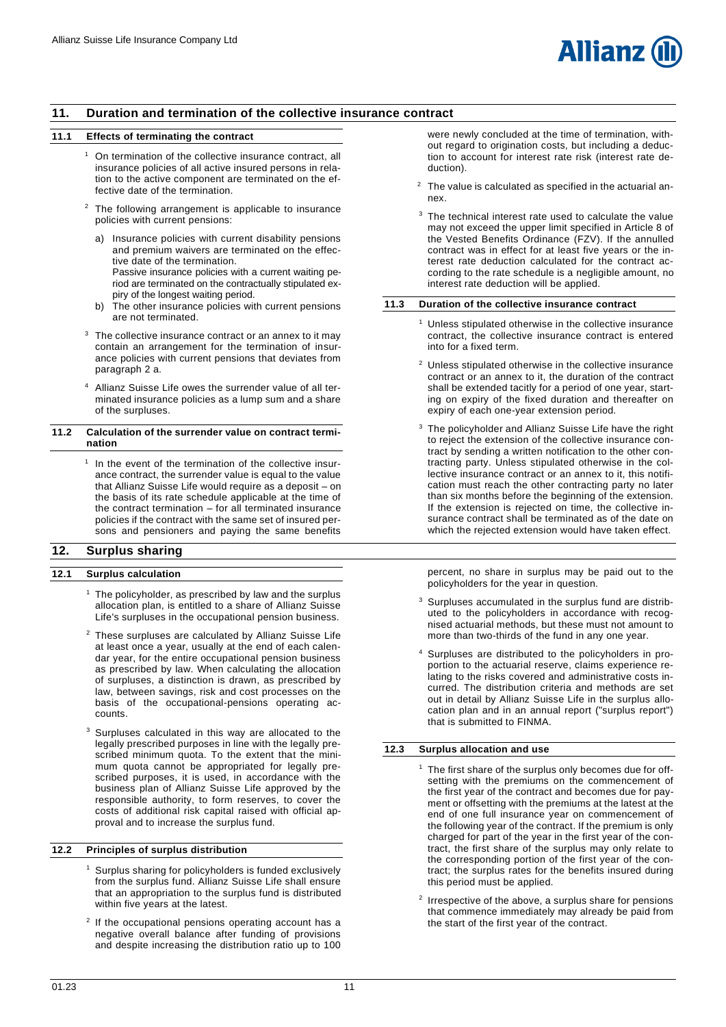## 11. Duration and termination of the collective insurance contract

### 11.1 Effects of terminating the contract

[1] On termination of the collective insurance contract, all insurance policies of all active insured persons in relation to the active component are terminated on the effective date of the termination.

[2] The following arrangement is applicable to insurance policies with current pensions:

a) Insurance policies with current disability pensions and premium waivers are terminated on the effective date of the termination.
Passive insurance policies with a current waiting period are terminated on the contractually stipulated expiry of the longest waiting period.

b) The other insurance policies with current pensions are not terminated.

[3] The collective insurance contract or an annex to it may contain an arrangement for the termination of insurance policies with current pensions that deviates from paragraph 2 a.

[4] Allianz Suisse Life owes the surrender value of all terminated insurance policies as a lump sum and a share of the surpluses.

### 11.2 Calculation of the surrender value on contract termination

[1] In the event of the termination of the collective insurance contract, the surrender value is equal to the value that Allianz Suisse Life would require as a deposit – on the basis of its rate schedule applicable at the time of the contract termination – for all terminated insurance policies if the contract with the same set of insured persons and pensioners and paying the same benefits were newly concluded at the time of termination, without regard to origination costs, but including a deduction to account for interest rate risk (interest rate deduction).

[2] The value is calculated as specified in the actuarial annex.

[3] The technical interest rate used to calculate the value may not exceed the upper limit specified in Article 8 of the Vested Benefits Ordinance (FZV). If the annulled contract was in effect for at least five years or the interest rate deduction calculated for the contract according to the rate schedule is a negligible amount, no interest rate deduction will be applied.

### 11.3 Duration of the collective insurance contract

[1] Unless stipulated otherwise in the collective insurance contract, the collective insurance contract is entered into for a fixed term.

[2] Unless stipulated otherwise in the collective insurance contract or an annex to it, the duration of the contract shall be extended tacitly for a period of one year, starting on expiry of the fixed duration and thereafter on expiry of each one-year extension period.

[3] The policyholder and Allianz Suisse Life have the right to reject the extension of the collective insurance contract by sending a written notification to the other contracting party. Unless stipulated otherwise in the collective insurance contract or an annex to it, this notification must reach the other contracting party no later than six months before the beginning of the extension. If the extension is rejected on time, the collective insurance contract shall be terminated as of the date on which the rejected extension would have taken effect.

## 12. Surplus sharing

### 12.1 Surplus calculation

[1] The policyholder, as prescribed by law and the surplus allocation plan, is entitled to a share of Allianz Suisse Life's surpluses in the occupational pension business.

[2] These surpluses are calculated by Allianz Suisse Life at least once a year, usually at the end of each calendar year, for the entire occupational pension business as prescribed by law. When calculating the allocation of surpluses, a distinction is drawn, as prescribed by law, between savings, risk and cost processes on the basis of the occupational-pensions operating accounts.

[3] Surpluses calculated in this way are allocated to the legally prescribed purposes in line with the legally prescribed minimum quota. To the extent that the minimum quota cannot be appropriated for legally prescribed purposes, it is used, in accordance with the business plan of Allianz Suisse Life approved by the responsible authority, to form reserves, to cover the costs of additional risk capital raised with official approval and to increase the surplus fund.

### 12.2 Principles of surplus distribution

[1] Surplus sharing for policyholders is funded exclusively from the surplus fund. Allianz Suisse Life shall ensure that an appropriation to the surplus fund is distributed within five years at the latest.

[2] If the occupational pensions operating account has a negative overall balance after funding of provisions and despite increasing the distribution ratio up to 100 percent, no share in surplus may be paid out to the policyholders for the year in question.

[3] Surpluses accumulated in the surplus fund are distributed to the policyholders in accordance with recognised actuarial methods, but these must not amount to more than two-thirds of the fund in any one year.

[4] Surpluses are distributed to the policyholders in proportion to the actuarial reserve, claims experience relating to the risks covered and administrative costs incurred. The distribution criteria and methods are set out in detail by Allianz Suisse Life in the surplus allocation plan and in an annual report ("surplus report") that is submitted to FINMA.

### 12.3 Surplus allocation and use

[1] The first share of the surplus only becomes due for offsetting with the premiums on the commencement of the first year of the contract and becomes due for payment or offsetting with the premiums at the latest at the end of one full insurance year on commencement of the following year of the contract. If the premium is only charged for part of the year in the first year of the contract, the first share of the surplus may only relate to the corresponding portion of the first year of the contract; the surplus rates for the benefits insured during this period must be applied.

[2] Irrespective of the above, a surplus share for pensions that commence immediately may already be paid from the start of the first year of the contract.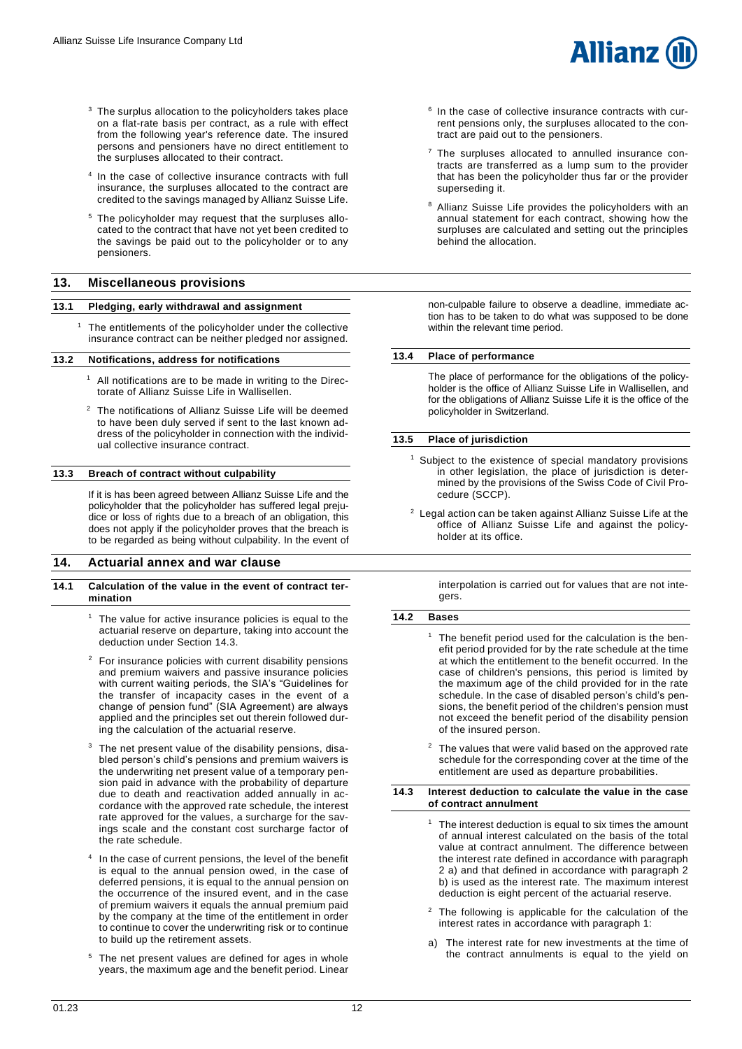[3] The surplus allocation to the policyholders takes place on a flat-rate basis per contract, as a rule with effect from the following year's reference date. The insured persons and pensioners have no direct entitlement to the surpluses allocated to their contract.

[4] In the case of collective insurance contracts with full insurance, the surpluses allocated to the contract are credited to the savings managed by Allianz Suisse Life.

[5] The policyholder may request that the surpluses allocated to the contract that have not yet been credited to the savings be paid out to the policyholder or to any pensioners.

[6] In the case of collective insurance contracts with current pensions only, the surpluses allocated to the contract are paid out to the pensioners.

[7] The surpluses allocated to annulled insurance contracts are transferred as a lump sum to the provider that has been the policyholder thus far or the provider superseding it.

[8] Allianz Suisse Life provides the policyholders with an annual statement for each contract, showing how the surpluses are calculated and setting out the principles behind the allocation.

## 13. Miscellaneous provisions

### 13.1 Pledging, early withdrawal and assignment

[1] The entitlements of the policyholder under the collective insurance contract can be neither pledged nor assigned.

### 13.2 Notifications, address for notifications

[1] All notifications are to be made in writing to the Directorate of Allianz Suisse Life in Wallisellen.

[2] The notifications of Allianz Suisse Life will be deemed to have been duly served if sent to the last known address of the policyholder in connection with the individual collective insurance contract.

### 13.3 Breach of contract without culpability

If it is has been agreed between Allianz Suisse Life and the policyholder that the policyholder has suffered legal prejudice or loss of rights due to a breach of an obligation, this does not apply if the policyholder proves that the breach is to be regarded as being without culpability. In the event of non-culpable failure to observe a deadline, immediate action has to be taken to do what was supposed to be done within the relevant time period.

### 13.4 Place of performance

The place of performance for the obligations of the policyholder is the office of Allianz Suisse Life in Wallisellen, and for the obligations of Allianz Suisse Life it is the office of the policyholder in Switzerland.

### 13.5 Place of jurisdiction

[1] Subject to the existence of special mandatory provisions in other legislation, the place of jurisdiction is determined by the provisions of the Swiss Code of Civil Procedure (SCCP).

[2] Legal action can be taken against Allianz Suisse Life at the office of Allianz Suisse Life and against the policyholder at its office.

## 14. Actuarial annex and war clause

### 14.1 Calculation of the value in the event of contract termination

[1] The value for active insurance policies is equal to the actuarial reserve on departure, taking into account the deduction under Section 14.3.

[2] For insurance policies with current disability pensions and premium waivers and passive insurance policies with current waiting periods, the SIA's "Guidelines for the transfer of incapacity cases in the event of a change of pension fund" (SIA Agreement) are always applied and the principles set out therein followed during the calculation of the actuarial reserve.

[3] The net present value of the disability pensions, disabled person's child's pensions and premium waivers is the underwriting net present value of a temporary pension paid in advance with the probability of departure due to death and reactivation added annually in accordance with the approved rate schedule, the interest rate approved for the values, a surcharge for the savings scale and the constant cost surcharge factor of the rate schedule.

[4] In the case of current pensions, the level of the benefit is equal to the annual pension owed, in the case of deferred pensions, it is equal to the annual pension on the occurrence of the insured event, and in the case of premium waivers it equals the annual premium paid by the company at the time of the entitlement in order to continue to cover the underwriting risk or to continue to build up the retirement assets.

[5] The net present values are defined for ages in whole years, the maximum age and the benefit period. Linear interpolation is carried out for values that are not integers.

### 14.2 Bases

[1] The benefit period used for the calculation is the benefit period provided for by the rate schedule at the time at which the entitlement to the benefit occurred. In the case of children's pensions, this period is limited by the maximum age of the child provided for in the rate schedule. In the case of disabled person's child's pensions, the benefit period of the children's pension must not exceed the benefit period of the disability pension of the insured person.

[2] The values that were valid based on the approved rate schedule for the corresponding cover at the time of the entitlement are used as departure probabilities.

### 14.3 Interest deduction to calculate the value in the case of contract annulment

[1] The interest deduction is equal to six times the amount of annual interest calculated on the basis of the total value at contract annulment. The difference between the interest rate defined in accordance with paragraph 2 a) and that defined in accordance with paragraph 2 b) is used as the interest rate. The maximum interest deduction is eight percent of the actuarial reserve.

[2] The following is applicable for the calculation of the interest rates in accordance with paragraph 1:

a) The interest rate for new investments at the time of the contract annulments is equal to the yield on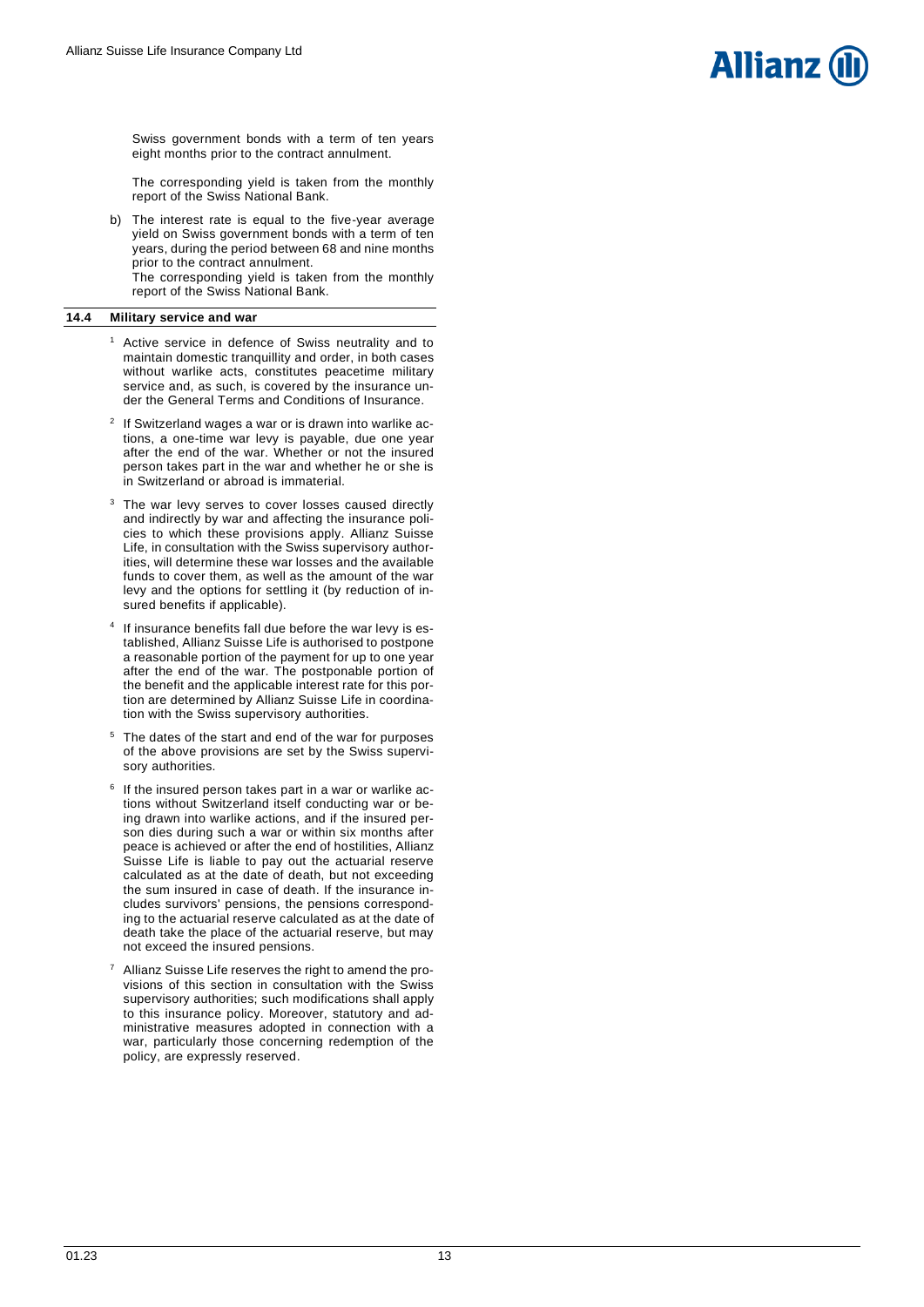Swiss government bonds with a term of ten years eight months prior to the contract annulment.

The corresponding yield is taken from the monthly report of the Swiss National Bank.

b) The interest rate is equal to the five-year average yield on Swiss government bonds with a term of ten years, during the period between 68 and nine months prior to the contract annulment.
The corresponding yield is taken from the monthly report of the Swiss National Bank.

### 14.4 Military service and war

[1] Active service in defence of Swiss neutrality and to maintain domestic tranquillity and order, in both cases without warlike acts, constitutes peacetime military service and, as such, is covered by the insurance under the General Terms and Conditions of Insurance.

[2] If Switzerland wages a war or is drawn into warlike actions, a one-time war levy is payable, due one year after the end of the war. Whether or not the insured person takes part in the war and whether he or she is in Switzerland or abroad is immaterial.

[3] The war levy serves to cover losses caused directly and indirectly by war and affecting the insurance policies to which these provisions apply. Allianz Suisse Life, in consultation with the Swiss supervisory authorities, will determine these war losses and the available funds to cover them, as well as the amount of the war levy and the options for settling it (by reduction of insured benefits if applicable).

[4] If insurance benefits fall due before the war levy is established, Allianz Suisse Life is authorised to postpone a reasonable portion of the payment for up to one year after the end of the war. The postponable portion of the benefit and the applicable interest rate for this portion are determined by Allianz Suisse Life in coordination with the Swiss supervisory authorities.

[5] The dates of the start and end of the war for purposes of the above provisions are set by the Swiss supervisory authorities.

[6] If the insured person takes part in a war or warlike actions without Switzerland itself conducting war or being drawn into warlike actions, and if the insured person dies during such a war or within six months after peace is achieved or after the end of hostilities, Allianz Suisse Life is liable to pay out the actuarial reserve calculated as at the date of death, but not exceeding the sum insured in case of death. If the insurance includes survivors' pensions, the pensions corresponding to the actuarial reserve calculated as at the date of death take the place of the actuarial reserve, but may not exceed the insured pensions.

[7] Allianz Suisse Life reserves the right to amend the provisions of this section in consultation with the Swiss supervisory authorities; such modifications shall apply to this insurance policy. Moreover, statutory and administrative measures adopted in connection with a war, particularly those concerning redemption of the policy, are expressly reserved.